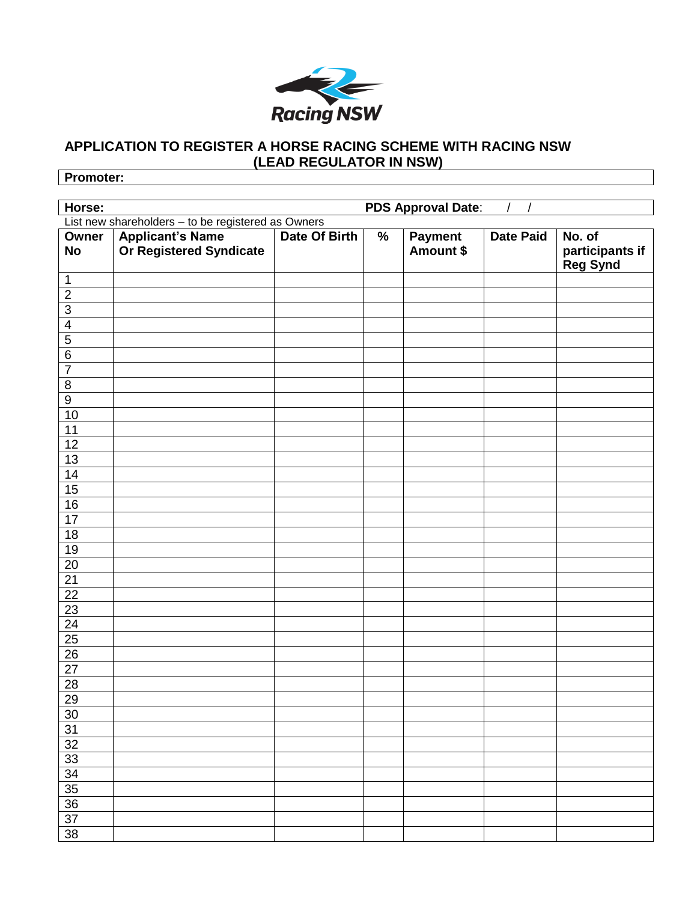Racing NSW

# APPLICATION TO REGISTER A HORSE RACING SCHEME WITH RACING NSW (LEAD REGULATOR IN NSW)

**Promoter:**

**Horse:** **PDS Approval Date**: / /

List new shareholders – to be registered as Owners

| Owner No | Applicant's Name Or Registered Syndicate | Date Of Birth | % | Payment Amount $ | Date Paid | No. of participants if Reg Synd |
|---|---|---|---|---|---|---|
| 1 | | | | | | |
| 2 | | | | | | |
| 3 | | | | | | |
| 4 | | | | | | |
| 5 | | | | | | |
| 6 | | | | | | |
| 7 | | | | | | |
| 8 | | | | | | |
| 9 | | | | | | |
| 10 | | | | | | |
| 11 | | | | | | |
| 12 | | | | | | |
| 13 | | | | | | |
| 14 | | | | | | |
| 15 | | | | | | |
| 16 | | | | | | |
| 17 | | | | | | |
| 18 | | | | | | |
| 19 | | | | | | |
| 20 | | | | | | |
| 21 | | | | | | |
| 22 | | | | | | |
| 23 | | | | | | |
| 24 | | | | | | |
| 25 | | | | | | |
| 26 | | | | | | |
| 27 | | | | | | |
| 28 | | | | | | |
| 29 | | | | | | |
| 30 | | | | | | |
| 31 | | | | | | |
| 32 | | | | | | |
| 33 | | | | | | |
| 34 | | | | | | |
| 35 | | | | | | |
| 36 | | | | | | |
| 37 | | | | | | |
| 38 | | | | | | |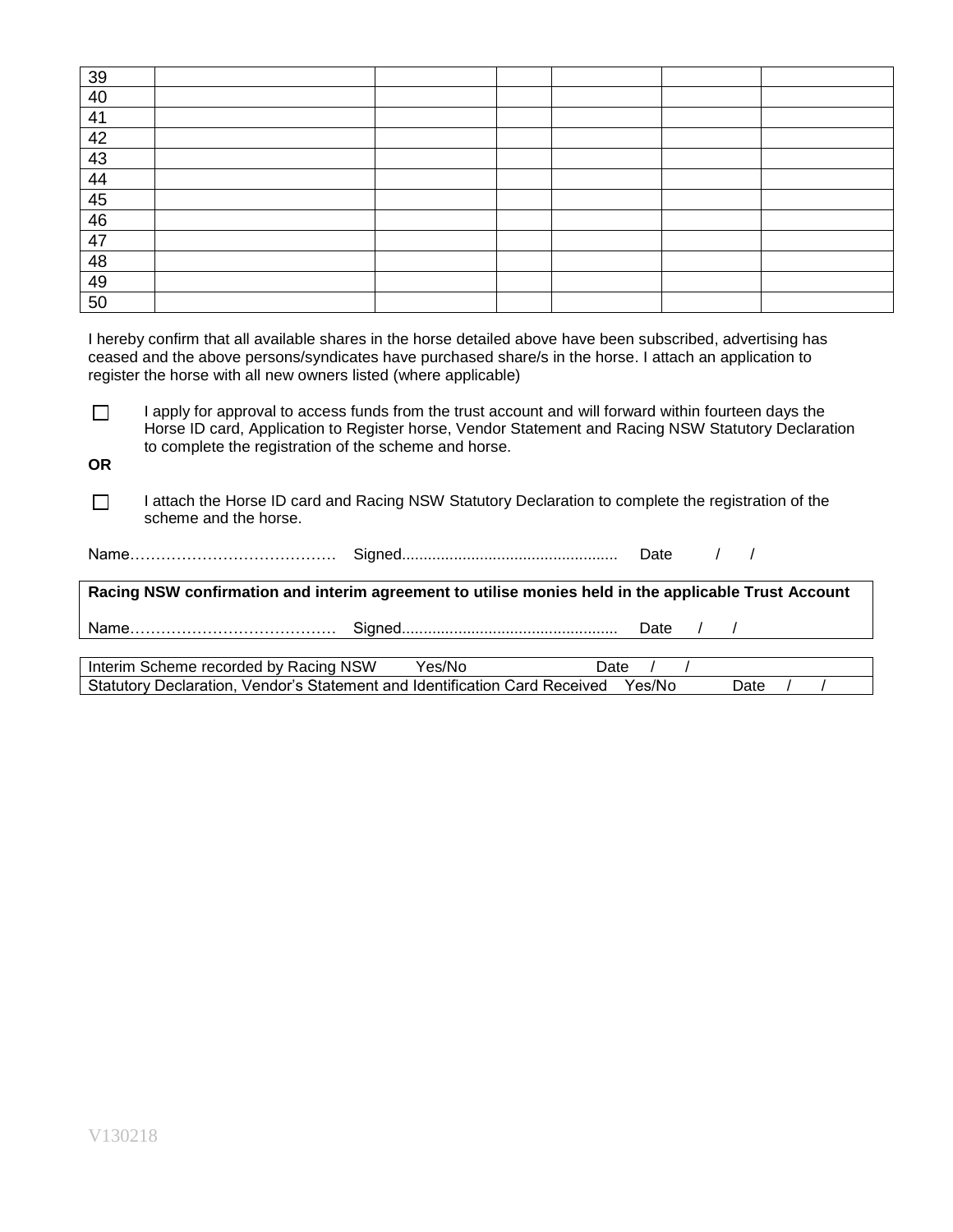| | | | | | | |
|---|---|---|---|---|---|---|
| 39 | | | | | | |
| 40 | | | | | | |
| 41 | | | | | | |
| 42 | | | | | | |
| 43 | | | | | | |
| 44 | | | | | | |
| 45 | | | | | | |
| 46 | | | | | | |
| 47 | | | | | | |
| 48 | | | | | | |
| 49 | | | | | | |
| 50 | | | | | | |

I hereby confirm that all available shares in the horse detailed above have been subscribed, advertising has ceased and the above persons/syndicates have purchased share/s in the horse. I attach an application to register the horse with all new owners listed (where applicable)

☐ I apply for approval to access funds from the trust account and will forward within fourteen days the Horse ID card, Application to Register horse, Vendor Statement and Racing NSW Statutory Declaration to complete the registration of the scheme and horse.

**OR**

☐ I attach the Horse ID card and Racing NSW Statutory Declaration to complete the registration of the scheme and the horse.

Name………………………………… Signed.................................................. Date / /

**Racing NSW confirmation and interim agreement to utilise monies held in the applicable Trust Account**

Name………………………………… Signed.................................................. Date / /

Interim Scheme recorded by Racing NSW Yes/No Date / /

Statutory Declaration, Vendor's Statement and Identification Card Received Yes/No Date / /

V130218